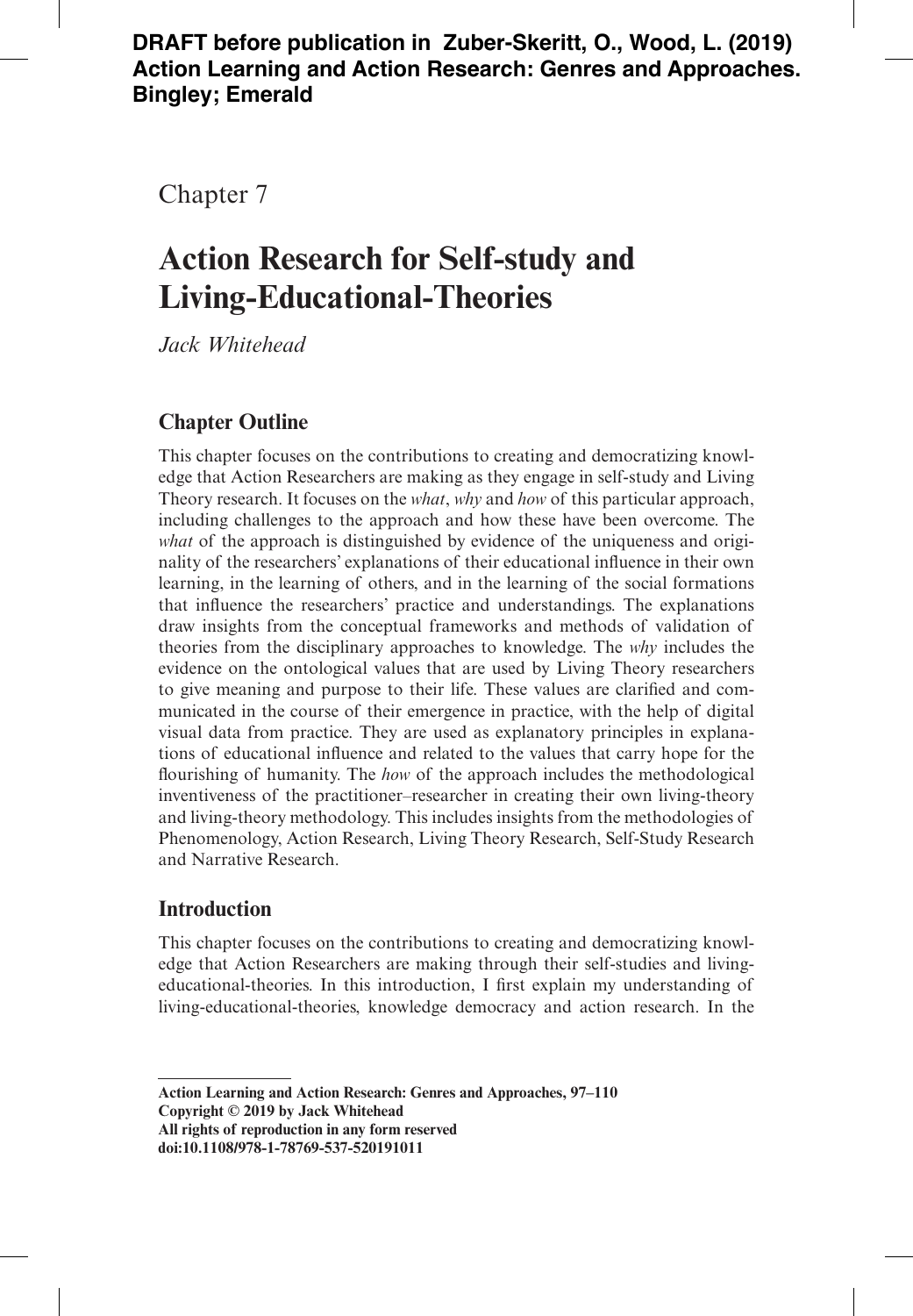**DRAFT before publication in Zuber-Skeritt, O., Wood, L. (2019) Action Learning and Action Research: Genres and Approaches. Bingley; Emerald**

Chapter 7

# Action Research for Self-study and Living-Educational-Theories

*Jack Whitehead*

## Chapter Outline

This chapter focuses on the contributions to creating and democratizing knowledge that Action Researchers are making as they engage in self-study and Living Theory research. It focuses on the *what*, *why* and *how* of this particular approach, including challenges to the approach and how these have been overcome. The *what* of the approach is distinguished by evidence of the uniqueness and originality of the researchers' explanations of their educational influence in their own learning, in the learning of others, and in the learning of the social formations that influence the researchers' practice and understandings. The explanations draw insights from the conceptual frameworks and methods of validation of theories from the disciplinary approaches to knowledge. The *why* includes the evidence on the ontological values that are used by Living Theory researchers to give meaning and purpose to their life. These values are clarified and communicated in the course of their emergence in practice, with the help of digital visual data from practice. They are used as explanatory principles in explanations of educational influence and related to the values that carry hope for the flourishing of humanity. The *how* of the approach includes the methodological inventiveness of the practitioner–researcher in creating their own living-theory and living-theory methodology. This includes insights from the methodologies of Phenomenology, Action Research, Living Theory Research, Self-Study Research and Narrative Research.

## Introduction

This chapter focuses on the contributions to creating and democratizing knowledge that Action Researchers are making through their self-studies and living-educational-theories. In this introduction, I first explain my understanding of living-educational-theories, knowledge democracy and action research. In the

**Action Learning and Action Research: Genres and Approaches, 97–110**
**Copyright © 2019 by Jack Whitehead**
**All rights of reproduction in any form reserved**
**doi:10.1108/978-1-78769-537-520191011**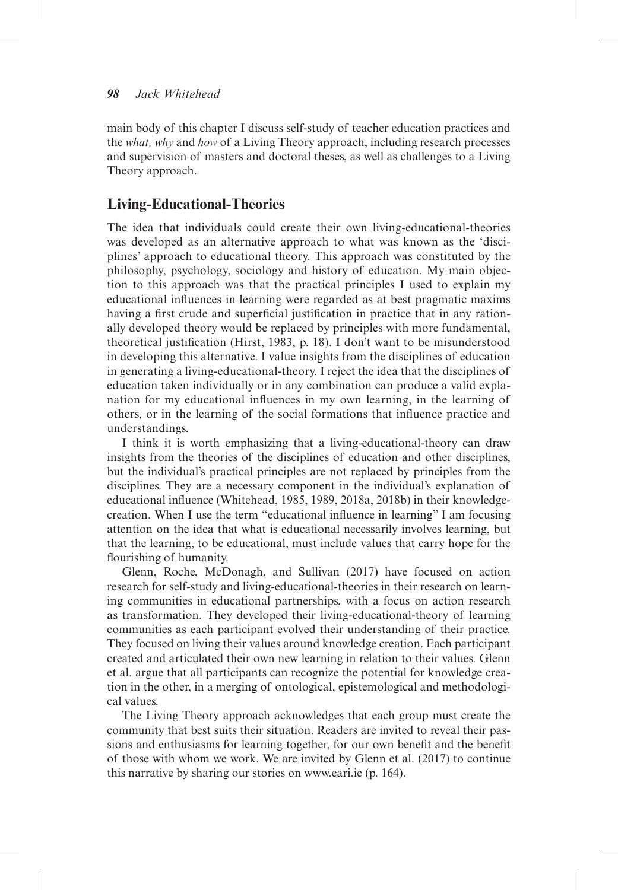main body of this chapter I discuss self-study of teacher education practices and the *what, why* and *how* of a Living Theory approach, including research processes and supervision of masters and doctoral theses, as well as challenges to a Living Theory approach.

## Living-Educational-Theories

The idea that individuals could create their own living-educational-theories was developed as an alternative approach to what was known as the 'disciplines' approach to educational theory. This approach was constituted by the philosophy, psychology, sociology and history of education. My main objection to this approach was that the practical principles I used to explain my educational influences in learning were regarded as at best pragmatic maxims having a first crude and superficial justification in practice that in any rationally developed theory would be replaced by principles with more fundamental, theoretical justification (Hirst, 1983, p. 18). I don't want to be misunderstood in developing this alternative. I value insights from the disciplines of education in generating a living-educational-theory. I reject the idea that the disciplines of education taken individually or in any combination can produce a valid explanation for my educational influences in my own learning, in the learning of others, or in the learning of the social formations that influence practice and understandings.

I think it is worth emphasizing that a living-educational-theory can draw insights from the theories of the disciplines of education and other disciplines, but the individual's practical principles are not replaced by principles from the disciplines. They are a necessary component in the individual's explanation of educational influence (Whitehead, 1985, 1989, 2018a, 2018b) in their knowledge-creation. When I use the term "educational influence in learning" I am focusing attention on the idea that what is educational necessarily involves learning, but that the learning, to be educational, must include values that carry hope for the flourishing of humanity.

Glenn, Roche, McDonagh, and Sullivan (2017) have focused on action research for self-study and living-educational-theories in their research on learning communities in educational partnerships, with a focus on action research as transformation. They developed their living-educational-theory of learning communities as each participant evolved their understanding of their practice. They focused on living their values around knowledge creation. Each participant created and articulated their own new learning in relation to their values. Glenn et al. argue that all participants can recognize the potential for knowledge creation in the other, in a merging of ontological, epistemological and methodological values.

The Living Theory approach acknowledges that each group must create the community that best suits their situation. Readers are invited to reveal their passions and enthusiasms for learning together, for our own benefit and the benefit of those with whom we work. We are invited by Glenn et al. (2017) to continue this narrative by sharing our stories on www.eari.ie (p. 164).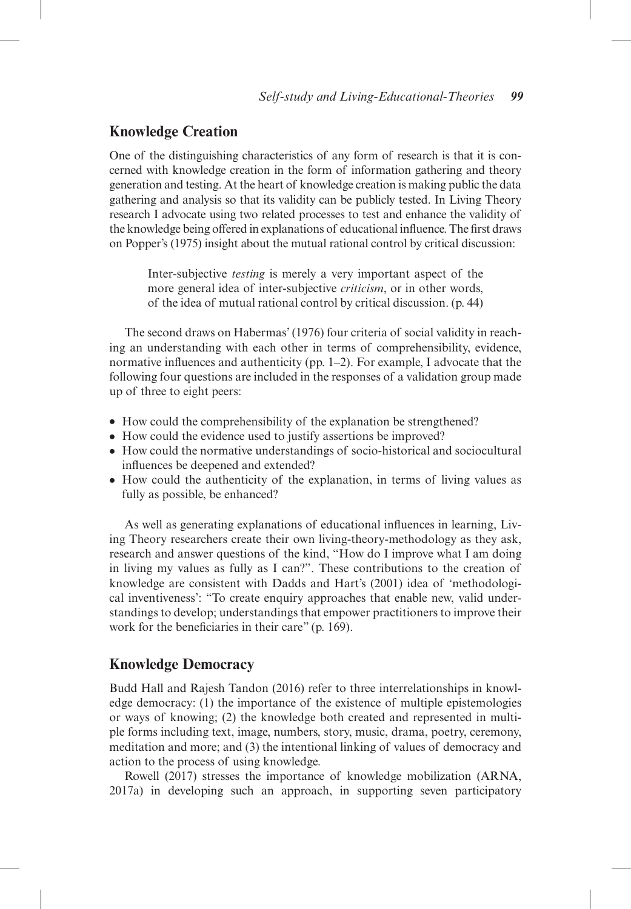## Knowledge Creation

One of the distinguishing characteristics of any form of research is that it is concerned with knowledge creation in the form of information gathering and theory generation and testing. At the heart of knowledge creation is making public the data gathering and analysis so that its validity can be publicly tested. In Living Theory research I advocate using two related processes to test and enhance the validity of the knowledge being offered in explanations of educational influence. The first draws on Popper's (1975) insight about the mutual rational control by critical discussion:

> Inter-subjective *testing* is merely a very important aspect of the more general idea of inter-subjective *criticism*, or in other words, of the idea of mutual rational control by critical discussion. (p. 44)

The second draws on Habermas' (1976) four criteria of social validity in reaching an understanding with each other in terms of comprehensibility, evidence, normative influences and authenticity (pp. 1–2). For example, I advocate that the following four questions are included in the responses of a validation group made up of three to eight peers:

- How could the comprehensibility of the explanation be strengthened?
- How could the evidence used to justify assertions be improved?
- How could the normative understandings of socio-historical and sociocultural influences be deepened and extended?
- How could the authenticity of the explanation, in terms of living values as fully as possible, be enhanced?

As well as generating explanations of educational influences in learning, Living Theory researchers create their own living-theory-methodology as they ask, research and answer questions of the kind, "How do I improve what I am doing in living my values as fully as I can?". These contributions to the creation of knowledge are consistent with Dadds and Hart's (2001) idea of 'methodological inventiveness': "To create enquiry approaches that enable new, valid understandings to develop; understandings that empower practitioners to improve their work for the beneficiaries in their care" (p. 169).

## Knowledge Democracy

Budd Hall and Rajesh Tandon (2016) refer to three interrelationships in knowledge democracy: (1) the importance of the existence of multiple epistemologies or ways of knowing; (2) the knowledge both created and represented in multiple forms including text, image, numbers, story, music, drama, poetry, ceremony, meditation and more; and (3) the intentional linking of values of democracy and action to the process of using knowledge.

Rowell (2017) stresses the importance of knowledge mobilization (ARNA, 2017a) in developing such an approach, in supporting seven participatory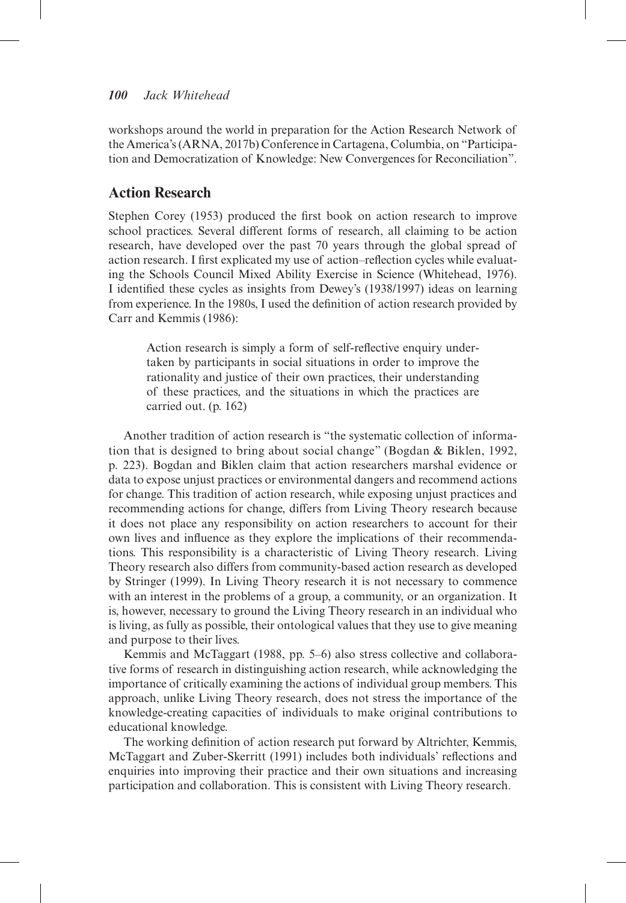workshops around the world in preparation for the Action Research Network of the America's (ARNA, 2017b) Conference in Cartagena, Columbia, on "Participation and Democratization of Knowledge: New Convergences for Reconciliation".

## Action Research

Stephen Corey (1953) produced the first book on action research to improve school practices. Several different forms of research, all claiming to be action research, have developed over the past 70 years through the global spread of action research. I first explicated my use of action–reflection cycles while evaluating the Schools Council Mixed Ability Exercise in Science (Whitehead, 1976). I identified these cycles as insights from Dewey's (1938/1997) ideas on learning from experience. In the 1980s, I used the definition of action research provided by Carr and Kemmis (1986):

> Action research is simply a form of self-reflective enquiry undertaken by participants in social situations in order to improve the rationality and justice of their own practices, their understanding of these practices, and the situations in which the practices are carried out. (p. 162)

Another tradition of action research is "the systematic collection of information that is designed to bring about social change" (Bogdan & Biklen, 1992, p. 223). Bogdan and Biklen claim that action researchers marshal evidence or data to expose unjust practices or environmental dangers and recommend actions for change. This tradition of action research, while exposing unjust practices and recommending actions for change, differs from Living Theory research because it does not place any responsibility on action researchers to account for their own lives and influence as they explore the implications of their recommendations. This responsibility is a characteristic of Living Theory research. Living Theory research also differs from community-based action research as developed by Stringer (1999). In Living Theory research it is not necessary to commence with an interest in the problems of a group, a community, or an organization. It is, however, necessary to ground the Living Theory research in an individual who is living, as fully as possible, their ontological values that they use to give meaning and purpose to their lives.

Kemmis and McTaggart (1988, pp. 5–6) also stress collective and collaborative forms of research in distinguishing action research, while acknowledging the importance of critically examining the actions of individual group members. This approach, unlike Living Theory research, does not stress the importance of the knowledge-creating capacities of individuals to make original contributions to educational knowledge.

The working definition of action research put forward by Altrichter, Kemmis, McTaggart and Zuber-Skerritt (1991) includes both individuals' reflections and enquiries into improving their practice and their own situations and increasing participation and collaboration. This is consistent with Living Theory research.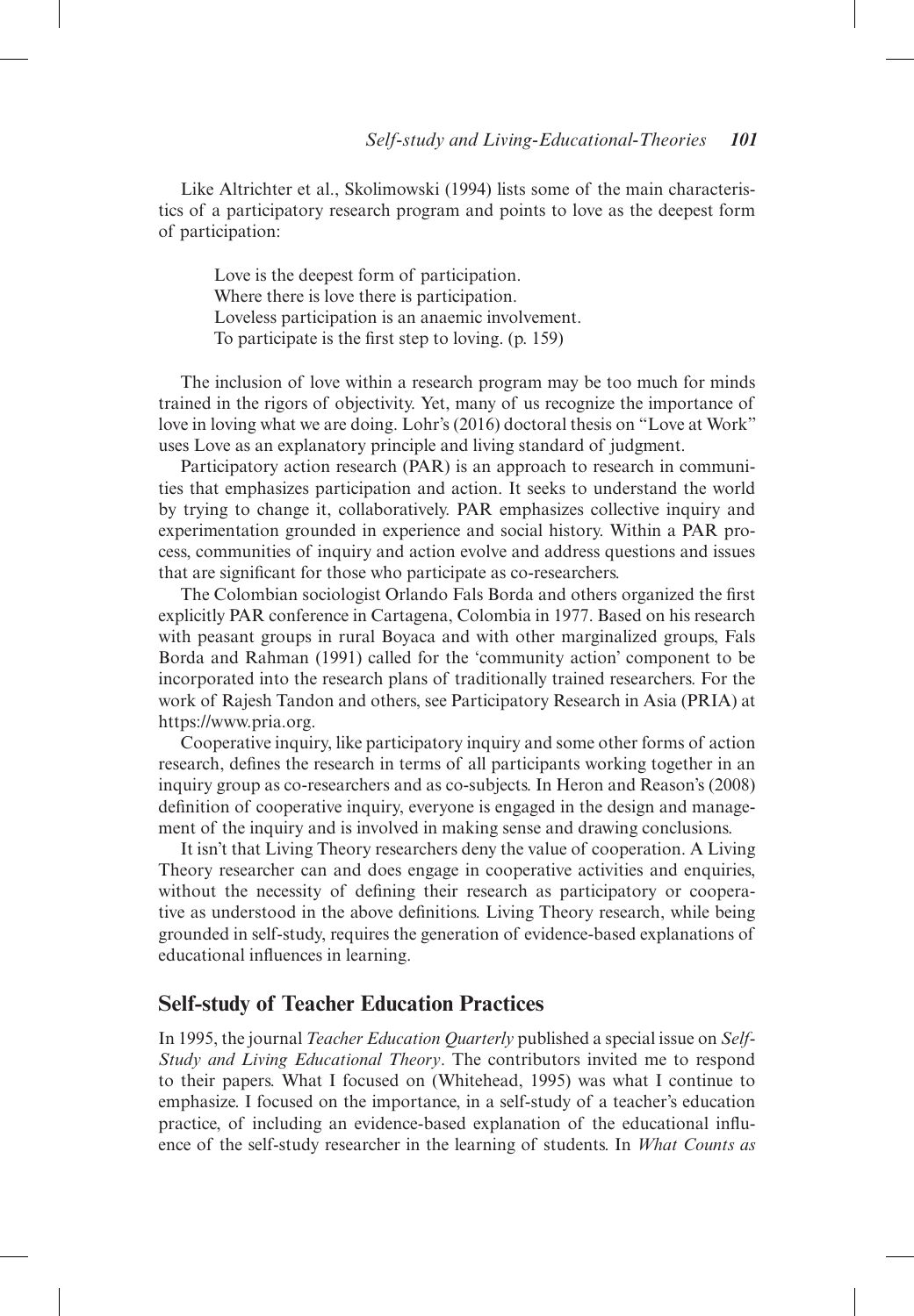Like Altrichter et al., Skolimowski (1994) lists some of the main characteristics of a participatory research program and points to love as the deepest form of participation:

> Love is the deepest form of participation.
> Where there is love there is participation.
> Loveless participation is an anaemic involvement.
> To participate is the first step to loving. (p. 159)

The inclusion of love within a research program may be too much for minds trained in the rigors of objectivity. Yet, many of us recognize the importance of love in loving what we are doing. Lohr's (2016) doctoral thesis on "Love at Work" uses Love as an explanatory principle and living standard of judgment.

Participatory action research (PAR) is an approach to research in communities that emphasizes participation and action. It seeks to understand the world by trying to change it, collaboratively. PAR emphasizes collective inquiry and experimentation grounded in experience and social history. Within a PAR process, communities of inquiry and action evolve and address questions and issues that are significant for those who participate as co-researchers.

The Colombian sociologist Orlando Fals Borda and others organized the first explicitly PAR conference in Cartagena, Colombia in 1977. Based on his research with peasant groups in rural Boyaca and with other marginalized groups, Fals Borda and Rahman (1991) called for the 'community action' component to be incorporated into the research plans of traditionally trained researchers. For the work of Rajesh Tandon and others, see Participatory Research in Asia (PRIA) at https://www.pria.org.

Cooperative inquiry, like participatory inquiry and some other forms of action research, defines the research in terms of all participants working together in an inquiry group as co-researchers and as co-subjects. In Heron and Reason's (2008) definition of cooperative inquiry, everyone is engaged in the design and management of the inquiry and is involved in making sense and drawing conclusions.

It isn't that Living Theory researchers deny the value of cooperation. A Living Theory researcher can and does engage in cooperative activities and enquiries, without the necessity of defining their research as participatory or cooperative as understood in the above definitions. Living Theory research, while being grounded in self-study, requires the generation of evidence-based explanations of educational influences in learning.

## Self-study of Teacher Education Practices

In 1995, the journal *Teacher Education Quarterly* published a special issue on *Self-Study and Living Educational Theory*. The contributors invited me to respond to their papers. What I focused on (Whitehead, 1995) was what I continue to emphasize. I focused on the importance, in a self-study of a teacher's education practice, of including an evidence-based explanation of the educational influence of the self-study researcher in the learning of students. In *What Counts as*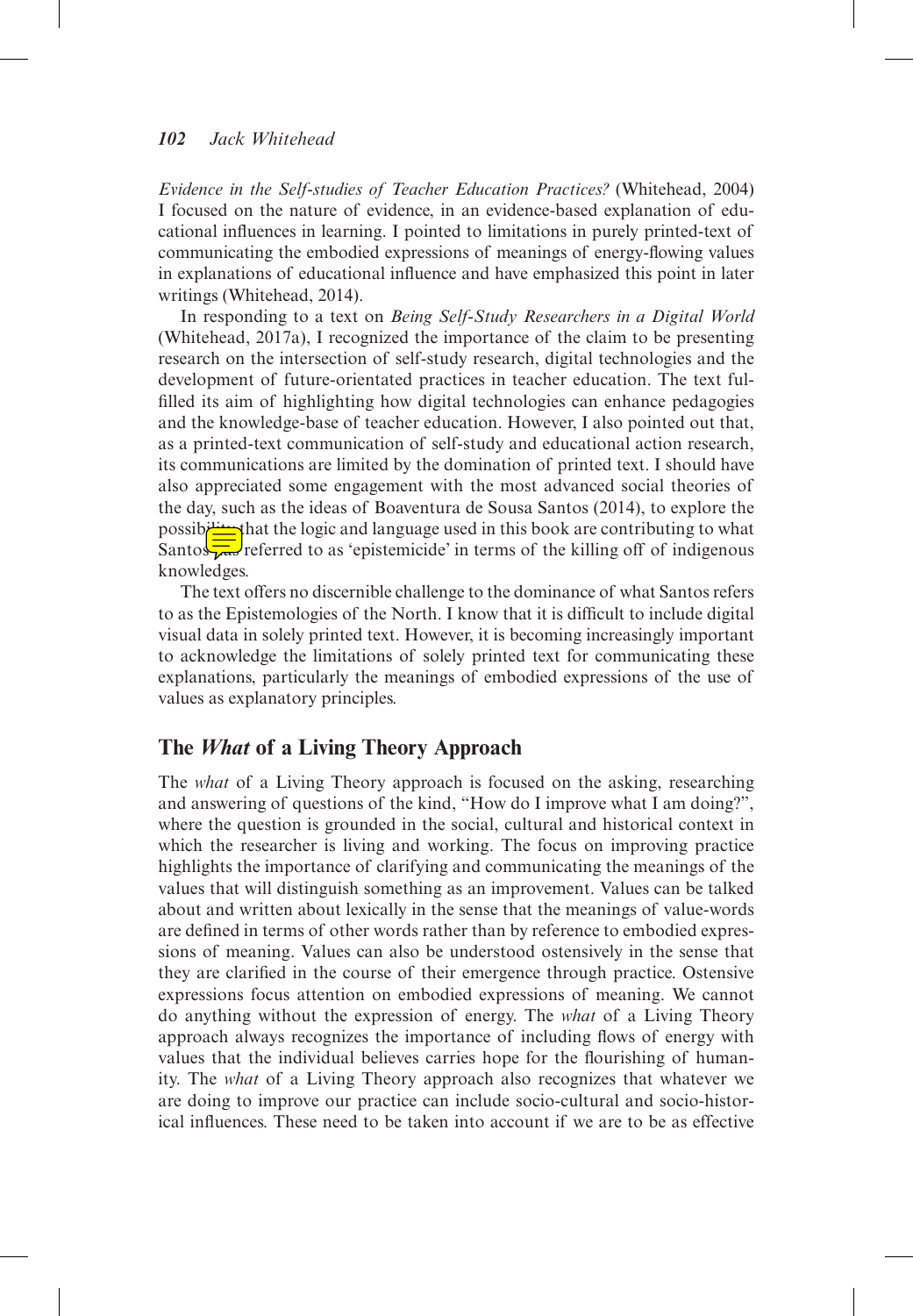*Evidence in the Self-studies of Teacher Education Practices?* (Whitehead, 2004) I focused on the nature of evidence, in an evidence-based explanation of educational influences in learning. I pointed to limitations in purely printed-text of communicating the embodied expressions of meanings of energy-flowing values in explanations of educational influence and have emphasized this point in later writings (Whitehead, 2014).

In responding to a text on *Being Self-Study Researchers in a Digital World* (Whitehead, 2017a), I recognized the importance of the claim to be presenting research on the intersection of self-study research, digital technologies and the development of future-orientated practices in teacher education. The text fulfilled its aim of highlighting how digital technologies can enhance pedagogies and the knowledge-base of teacher education. However, I also pointed out that, as a printed-text communication of self-study and educational action research, its communications are limited by the domination of printed text. I should have also appreciated some engagement with the most advanced social theories of the day, such as the ideas of Boaventura de Sousa Santos (2014), to explore the possibility that the logic and language used in this book are contributing to what Santos has referred to as 'epistemicide' in terms of the killing off of indigenous knowledges.

The text offers no discernible challenge to the dominance of what Santos refers to as the Epistemologies of the North. I know that it is difficult to include digital visual data in solely printed text. However, it is becoming increasingly important to acknowledge the limitations of solely printed text for communicating these explanations, particularly the meanings of embodied expressions of the use of values as explanatory principles.

## The *What* of a Living Theory Approach

The *what* of a Living Theory approach is focused on the asking, researching and answering of questions of the kind, "How do I improve what I am doing?", where the question is grounded in the social, cultural and historical context in which the researcher is living and working. The focus on improving practice highlights the importance of clarifying and communicating the meanings of the values that will distinguish something as an improvement. Values can be talked about and written about lexically in the sense that the meanings of value-words are defined in terms of other words rather than by reference to embodied expressions of meaning. Values can also be understood ostensively in the sense that they are clarified in the course of their emergence through practice. Ostensive expressions focus attention on embodied expressions of meaning. We cannot do anything without the expression of energy. The *what* of a Living Theory approach always recognizes the importance of including flows of energy with values that the individual believes carries hope for the flourishing of humanity. The *what* of a Living Theory approach also recognizes that whatever we are doing to improve our practice can include socio-cultural and socio-historical influences. These need to be taken into account if we are to be as effective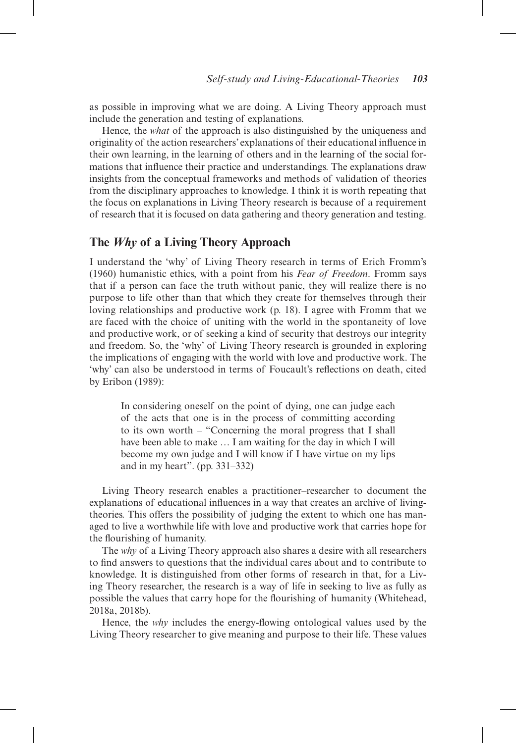as possible in improving what we are doing. A Living Theory approach must include the generation and testing of explanations.

Hence, the *what* of the approach is also distinguished by the uniqueness and originality of the action researchers' explanations of their educational influence in their own learning, in the learning of others and in the learning of the social formations that influence their practice and understandings. The explanations draw insights from the conceptual frameworks and methods of validation of theories from the disciplinary approaches to knowledge. I think it is worth repeating that the focus on explanations in Living Theory research is because of a requirement of research that it is focused on data gathering and theory generation and testing.

## The *Why* of a Living Theory Approach

I understand the 'why' of Living Theory research in terms of Erich Fromm's (1960) humanistic ethics, with a point from his *Fear of Freedom*. Fromm says that if a person can face the truth without panic, they will realize there is no purpose to life other than that which they create for themselves through their loving relationships and productive work (p. 18). I agree with Fromm that we are faced with the choice of uniting with the world in the spontaneity of love and productive work, or of seeking a kind of security that destroys our integrity and freedom. So, the 'why' of Living Theory research is grounded in exploring the implications of engaging with the world with love and productive work. The 'why' can also be understood in terms of Foucault's reflections on death, cited by Eribon (1989):

> In considering oneself on the point of dying, one can judge each of the acts that one is in the process of committing according to its own worth – "Concerning the moral progress that I shall have been able to make … I am waiting for the day in which I will become my own judge and I will know if I have virtue on my lips and in my heart". (pp. 331–332)

Living Theory research enables a practitioner–researcher to document the explanations of educational influences in a way that creates an archive of living-theories. This offers the possibility of judging the extent to which one has managed to live a worthwhile life with love and productive work that carries hope for the flourishing of humanity.

The *why* of a Living Theory approach also shares a desire with all researchers to find answers to questions that the individual cares about and to contribute to knowledge. It is distinguished from other forms of research in that, for a Living Theory researcher, the research is a way of life in seeking to live as fully as possible the values that carry hope for the flourishing of humanity (Whitehead, 2018a, 2018b).

Hence, the *why* includes the energy-flowing ontological values used by the Living Theory researcher to give meaning and purpose to their life. These values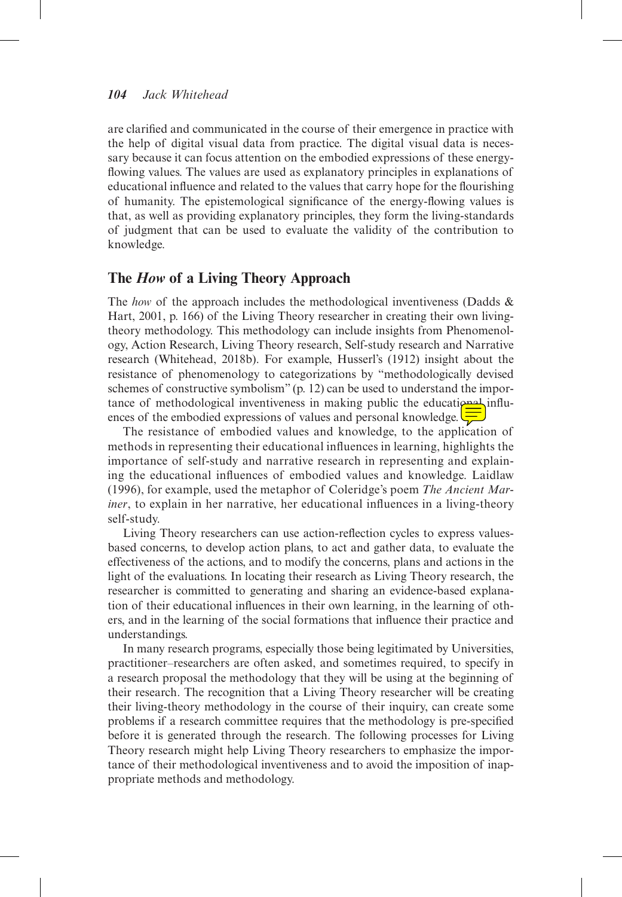are clarified and communicated in the course of their emergence in practice with the help of digital visual data from practice. The digital visual data is necessary because it can focus attention on the embodied expressions of these energy-flowing values. The values are used as explanatory principles in explanations of educational influence and related to the values that carry hope for the flourishing of humanity. The epistemological significance of the energy-flowing values is that, as well as providing explanatory principles, they form the living-standards of judgment that can be used to evaluate the validity of the contribution to knowledge.

## The *How* of a Living Theory Approach

The *how* of the approach includes the methodological inventiveness (Dadds & Hart, 2001, p. 166) of the Living Theory researcher in creating their own living-theory methodology. This methodology can include insights from Phenomenology, Action Research, Living Theory research, Self-study research and Narrative research (Whitehead, 2018b). For example, Husserl's (1912) insight about the resistance of phenomenology to categorizations by "methodologically devised schemes of constructive symbolism" (p. 12) can be used to understand the importance of methodological inventiveness in making public the educational influences of the embodied expressions of values and personal knowledge.

The resistance of embodied values and knowledge, to the application of methods in representing their educational influences in learning, highlights the importance of self-study and narrative research in representing and explaining the educational influences of embodied values and knowledge. Laidlaw (1996), for example, used the metaphor of Coleridge's poem *The Ancient Mariner*, to explain in her narrative, her educational influences in a living-theory self-study.

Living Theory researchers can use action-reflection cycles to express values-based concerns, to develop action plans, to act and gather data, to evaluate the effectiveness of the actions, and to modify the concerns, plans and actions in the light of the evaluations. In locating their research as Living Theory research, the researcher is committed to generating and sharing an evidence-based explanation of their educational influences in their own learning, in the learning of others, and in the learning of the social formations that influence their practice and understandings.

In many research programs, especially those being legitimated by Universities, practitioner–researchers are often asked, and sometimes required, to specify in a research proposal the methodology that they will be using at the beginning of their research. The recognition that a Living Theory researcher will be creating their living-theory methodology in the course of their inquiry, can create some problems if a research committee requires that the methodology is pre-specified before it is generated through the research. The following processes for Living Theory research might help Living Theory researchers to emphasize the importance of their methodological inventiveness and to avoid the imposition of inappropriate methods and methodology.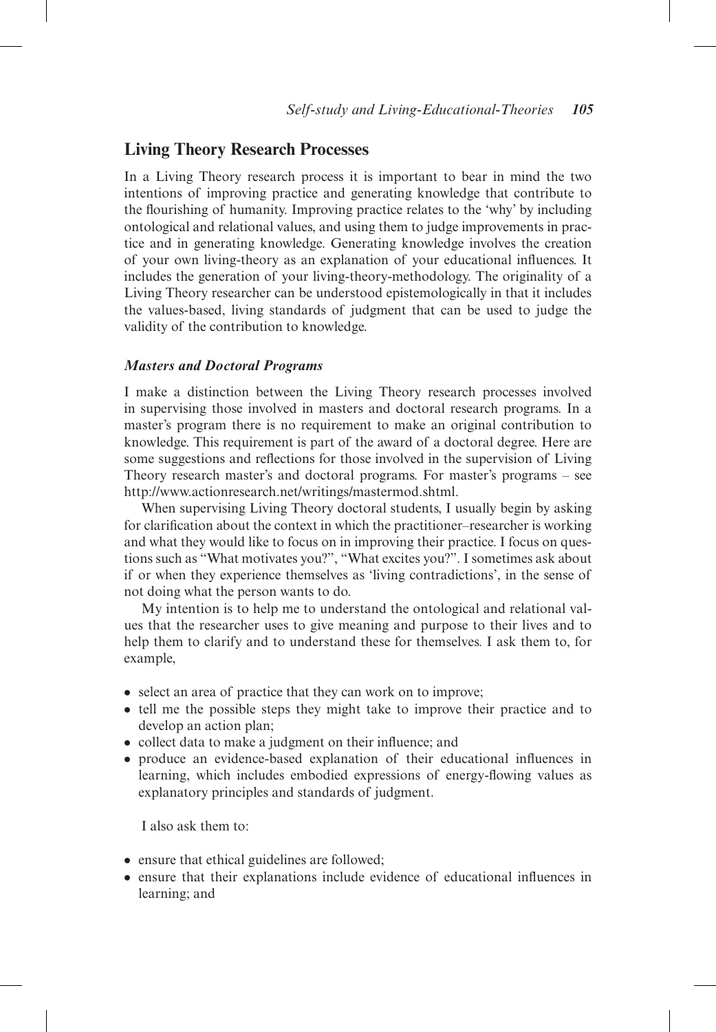## Living Theory Research Processes

In a Living Theory research process it is important to bear in mind the two intentions of improving practice and generating knowledge that contribute to the flourishing of humanity. Improving practice relates to the 'why' by including ontological and relational values, and using them to judge improvements in practice and in generating knowledge. Generating knowledge involves the creation of your own living-theory as an explanation of your educational influences. It includes the generation of your living-theory-methodology. The originality of a Living Theory researcher can be understood epistemologically in that it includes the values-based, living standards of judgment that can be used to judge the validity of the contribution to knowledge.

### *Masters and Doctoral Programs*

I make a distinction between the Living Theory research processes involved in supervising those involved in masters and doctoral research programs. In a master's program there is no requirement to make an original contribution to knowledge. This requirement is part of the award of a doctoral degree. Here are some suggestions and reflections for those involved in the supervision of Living Theory research master's and doctoral programs. For master's programs – see http://www.actionresearch.net/writings/mastermod.shtml.

When supervising Living Theory doctoral students, I usually begin by asking for clarification about the context in which the practitioner–researcher is working and what they would like to focus on in improving their practice. I focus on questions such as "What motivates you?", "What excites you?". I sometimes ask about if or when they experience themselves as 'living contradictions', in the sense of not doing what the person wants to do.

My intention is to help me to understand the ontological and relational values that the researcher uses to give meaning and purpose to their lives and to help them to clarify and to understand these for themselves. I ask them to, for example,

- select an area of practice that they can work on to improve;
- tell me the possible steps they might take to improve their practice and to develop an action plan;
- collect data to make a judgment on their influence; and
- produce an evidence-based explanation of their educational influences in learning, which includes embodied expressions of energy-flowing values as explanatory principles and standards of judgment.

I also ask them to:

- ensure that ethical guidelines are followed;
- ensure that their explanations include evidence of educational influences in learning; and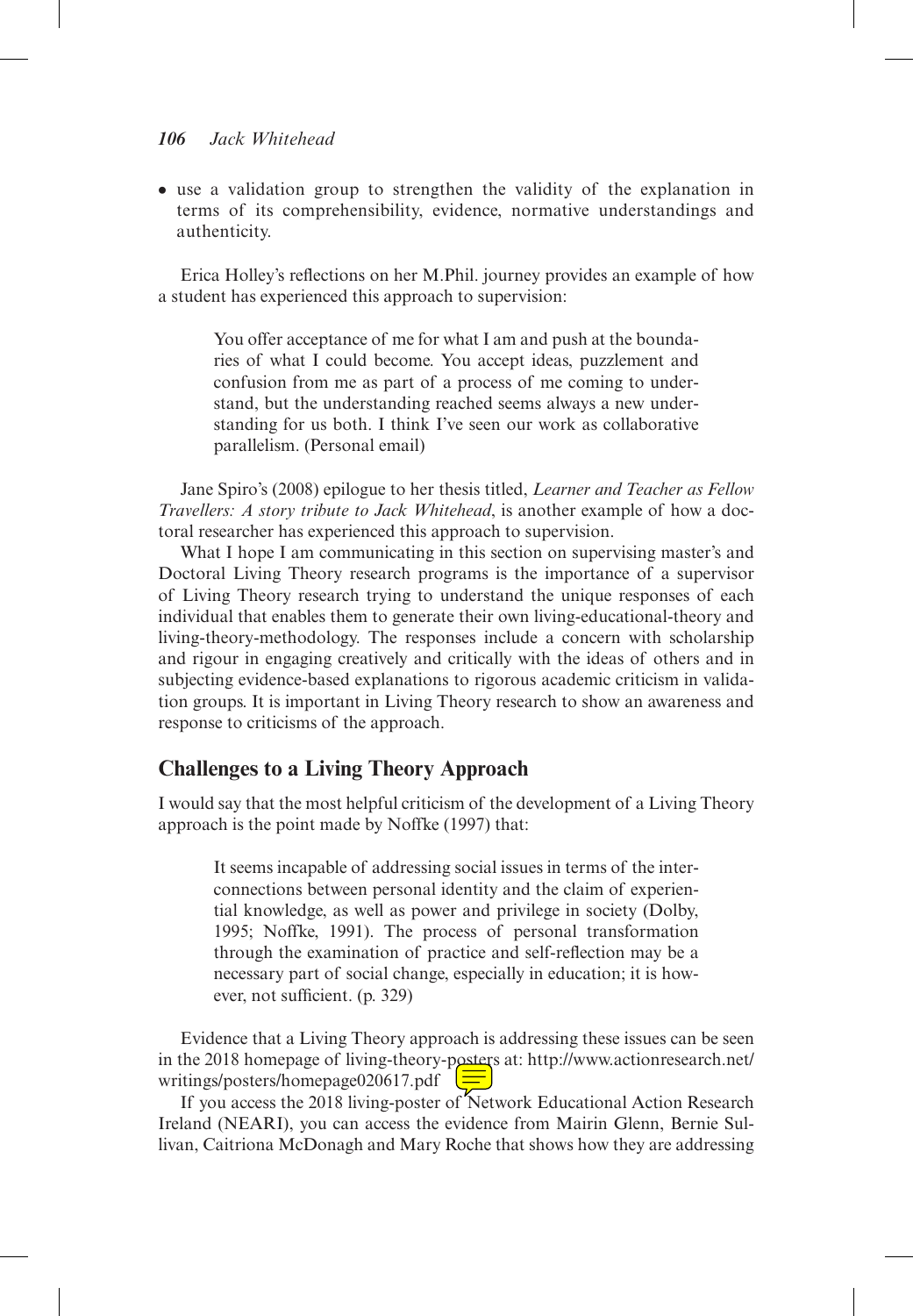- use a validation group to strengthen the validity of the explanation in terms of its comprehensibility, evidence, normative understandings and authenticity.

Erica Holley's reflections on her M.Phil. journey provides an example of how a student has experienced this approach to supervision:

> You offer acceptance of me for what I am and push at the boundaries of what I could become. You accept ideas, puzzlement and confusion from me as part of a process of me coming to understand, but the understanding reached seems always a new understanding for us both. I think I've seen our work as collaborative parallelism. (Personal email)

Jane Spiro's (2008) epilogue to her thesis titled, *Learner and Teacher as Fellow Travellers: A story tribute to Jack Whitehead*, is another example of how a doctoral researcher has experienced this approach to supervision.

What I hope I am communicating in this section on supervising master's and Doctoral Living Theory research programs is the importance of a supervisor of Living Theory research trying to understand the unique responses of each individual that enables them to generate their own living-educational-theory and living-theory-methodology. The responses include a concern with scholarship and rigour in engaging creatively and critically with the ideas of others and in subjecting evidence-based explanations to rigorous academic criticism in validation groups. It is important in Living Theory research to show an awareness and response to criticisms of the approach.

## Challenges to a Living Theory Approach

I would say that the most helpful criticism of the development of a Living Theory approach is the point made by Noffke (1997) that:

> It seems incapable of addressing social issues in terms of the interconnections between personal identity and the claim of experiential knowledge, as well as power and privilege in society (Dolby, 1995; Noffke, 1991). The process of personal transformation through the examination of practice and self-reflection may be a necessary part of social change, especially in education; it is however, not sufficient. (p. 329)

Evidence that a Living Theory approach is addressing these issues can be seen in the 2018 homepage of living-theory-posters at: http://www.actionresearch.net/writings/posters/homepage020617.pdf

If you access the 2018 living-poster of Network Educational Action Research Ireland (NEARI), you can access the evidence from Mairin Glenn, Bernie Sullivan, Caitriona McDonagh and Mary Roche that shows how they are addressing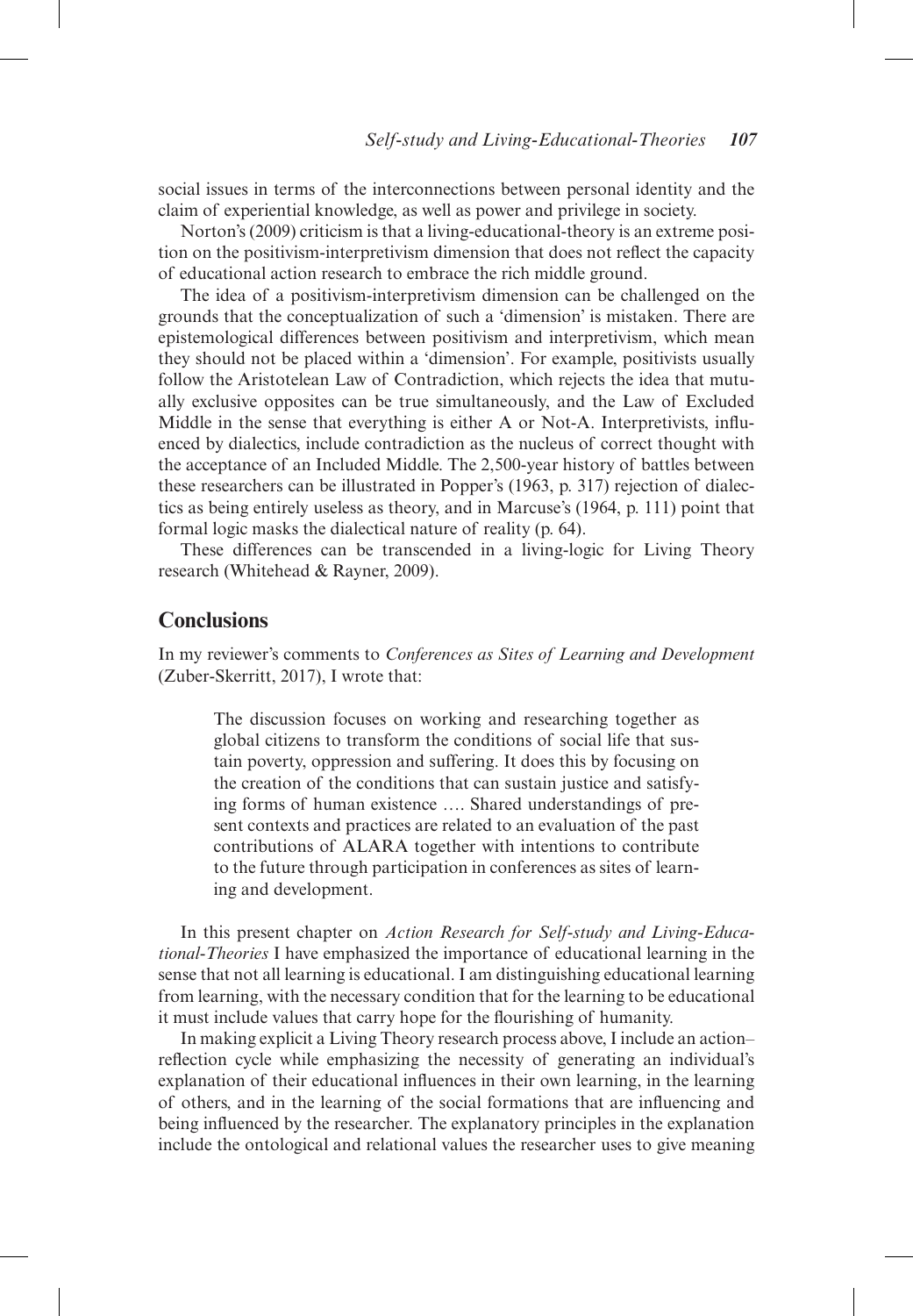social issues in terms of the interconnections between personal identity and the claim of experiential knowledge, as well as power and privilege in society.

Norton's (2009) criticism is that a living-educational-theory is an extreme position on the positivism-interpretivism dimension that does not reflect the capacity of educational action research to embrace the rich middle ground.

The idea of a positivism-interpretivism dimension can be challenged on the grounds that the conceptualization of such a 'dimension' is mistaken. There are epistemological differences between positivism and interpretivism, which mean they should not be placed within a 'dimension'. For example, positivists usually follow the Aristotelean Law of Contradiction, which rejects the idea that mutually exclusive opposites can be true simultaneously, and the Law of Excluded Middle in the sense that everything is either A or Not-A. Interpretivists, influenced by dialectics, include contradiction as the nucleus of correct thought with the acceptance of an Included Middle. The 2,500-year history of battles between these researchers can be illustrated in Popper's (1963, p. 317) rejection of dialectics as being entirely useless as theory, and in Marcuse's (1964, p. 111) point that formal logic masks the dialectical nature of reality (p. 64).

These differences can be transcended in a living-logic for Living Theory research (Whitehead & Rayner, 2009).

## Conclusions

In my reviewer's comments to *Conferences as Sites of Learning and Development* (Zuber-Skerritt, 2017), I wrote that:

> The discussion focuses on working and researching together as global citizens to transform the conditions of social life that sustain poverty, oppression and suffering. It does this by focusing on the creation of the conditions that can sustain justice and satisfying forms of human existence …. Shared understandings of present contexts and practices are related to an evaluation of the past contributions of ALARA together with intentions to contribute to the future through participation in conferences as sites of learning and development.

In this present chapter on *Action Research for Self-study and Living-Educational-Theories* I have emphasized the importance of educational learning in the sense that not all learning is educational. I am distinguishing educational learning from learning, with the necessary condition that for the learning to be educational it must include values that carry hope for the flourishing of humanity.

In making explicit a Living Theory research process above, I include an action–reflection cycle while emphasizing the necessity of generating an individual's explanation of their educational influences in their own learning, in the learning of others, and in the learning of the social formations that are influencing and being influenced by the researcher. The explanatory principles in the explanation include the ontological and relational values the researcher uses to give meaning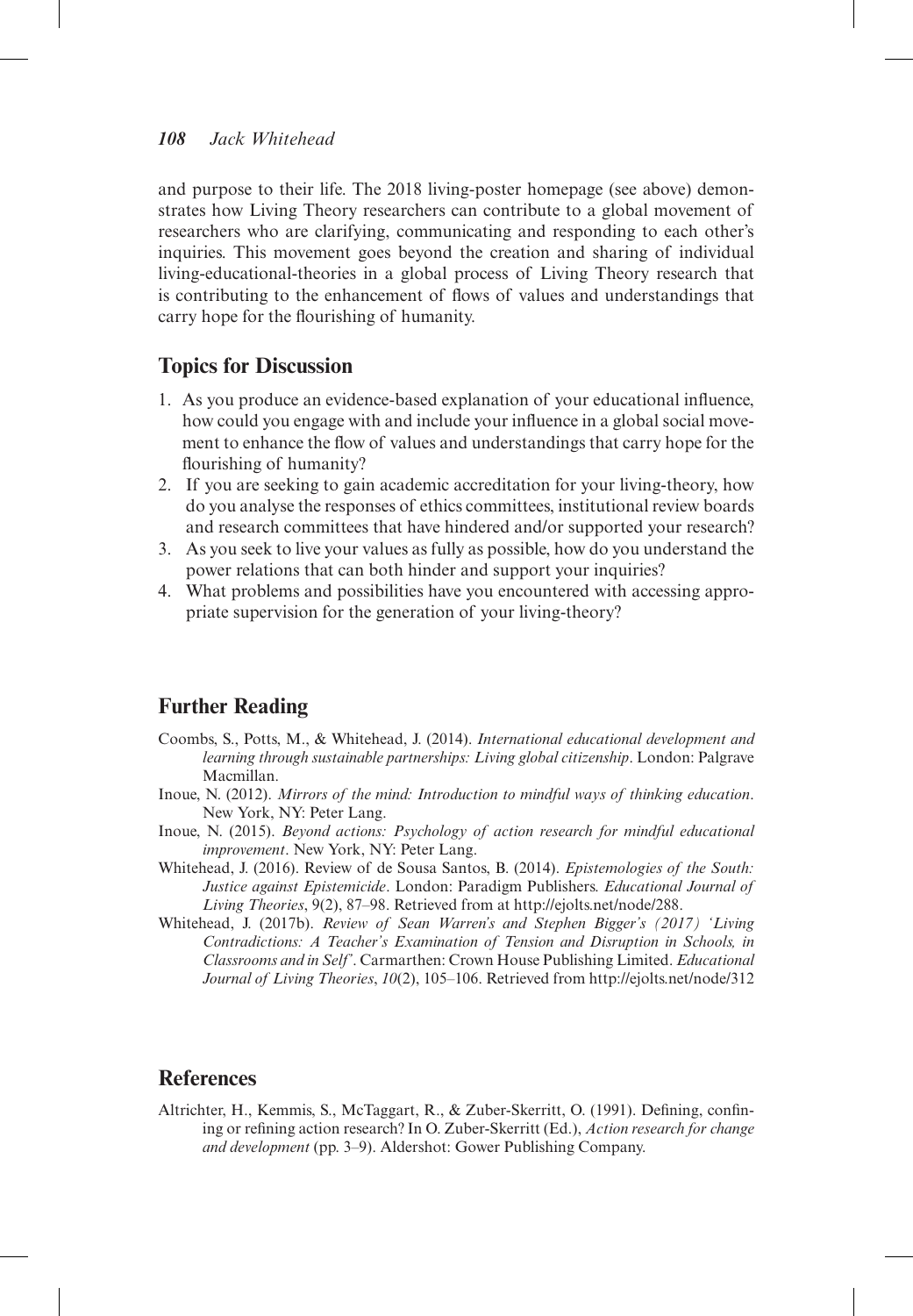and purpose to their life. The 2018 living-poster homepage (see above) demonstrates how Living Theory researchers can contribute to a global movement of researchers who are clarifying, communicating and responding to each other's inquiries. This movement goes beyond the creation and sharing of individual living-educational-theories in a global process of Living Theory research that is contributing to the enhancement of flows of values and understandings that carry hope for the flourishing of humanity.

## Topics for Discussion

1. As you produce an evidence-based explanation of your educational influence, how could you engage with and include your influence in a global social movement to enhance the flow of values and understandings that carry hope for the flourishing of humanity?
2. If you are seeking to gain academic accreditation for your living-theory, how do you analyse the responses of ethics committees, institutional review boards and research committees that have hindered and/or supported your research?
3. As you seek to live your values as fully as possible, how do you understand the power relations that can both hinder and support your inquiries?
4. What problems and possibilities have you encountered with accessing appropriate supervision for the generation of your living-theory?

## Further Reading

Coombs, S., Potts, M., & Whitehead, J. (2014). *International educational development and learning through sustainable partnerships: Living global citizenship*. London: Palgrave Macmillan.

Inoue, N. (2012). *Mirrors of the mind: Introduction to mindful ways of thinking education*. New York, NY: Peter Lang.

Inoue, N. (2015). *Beyond actions: Psychology of action research for mindful educational improvement*. New York, NY: Peter Lang.

Whitehead, J. (2016). Review of de Sousa Santos, B. (2014). *Epistemologies of the South: Justice against Epistemicide*. London: Paradigm Publishers. *Educational Journal of Living Theories*, 9(2), 87–98. Retrieved from at http://ejolts.net/node/288.

Whitehead, J. (2017b). *Review of Sean Warren's and Stephen Bigger's (2017) 'Living Contradictions: A Teacher's Examination of Tension and Disruption in Schools, in Classrooms and in Self'*. Carmarthen: Crown House Publishing Limited. *Educational Journal of Living Theories*, *10*(2), 105–106. Retrieved from http://ejolts.net/node/312

## References

Altrichter, H., Kemmis, S., McTaggart, R., & Zuber-Skerritt, O. (1991). Defining, confining or refining action research? In O. Zuber-Skerritt (Ed.), *Action research for change and development* (pp. 3–9). Aldershot: Gower Publishing Company.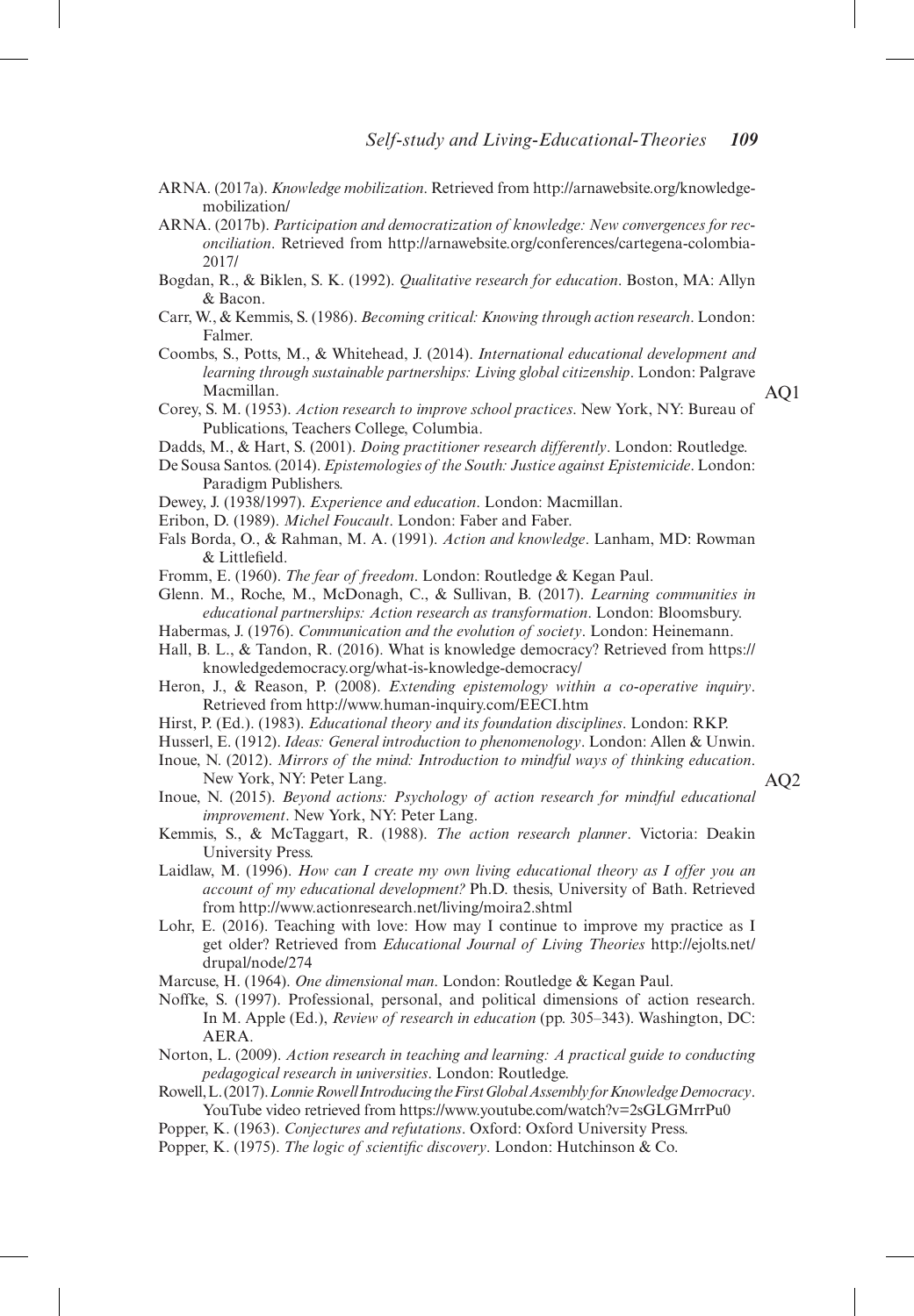ARNA. (2017a). *Knowledge mobilization*. Retrieved from http://arnawebsite.org/knowledge-mobilization/

ARNA. (2017b). *Participation and democratization of knowledge: New convergences for reconciliation*. Retrieved from http://arnawebsite.org/conferences/cartegena-colombia-2017/

Bogdan, R., & Biklen, S. K. (1992). *Qualitative research for education*. Boston, MA: Allyn & Bacon.

Carr, W., & Kemmis, S. (1986). *Becoming critical: Knowing through action research*. London: Falmer.

Coombs, S., Potts, M., & Whitehead, J. (2014). *International educational development and learning through sustainable partnerships: Living global citizenship*. London: Palgrave Macmillan. AQ1

Corey, S. M. (1953). *Action research to improve school practices*. New York, NY: Bureau of Publications, Teachers College, Columbia.

Dadds, M., & Hart, S. (2001). *Doing practitioner research differently*. London: Routledge.

De Sousa Santos. (2014). *Epistemologies of the South: Justice against Epistemicide*. London: Paradigm Publishers.

Dewey, J. (1938/1997). *Experience and education*. London: Macmillan.

Eribon, D. (1989). *Michel Foucault*. London: Faber and Faber.

Fals Borda, O., & Rahman, M. A. (1991). *Action and knowledge*. Lanham, MD: Rowman & Littlefield.

Fromm, E. (1960). *The fear of freedom*. London: Routledge & Kegan Paul.

Glenn. M., Roche, M., McDonagh, C., & Sullivan, B. (2017). *Learning communities in educational partnerships: Action research as transformation*. London: Bloomsbury.

Habermas, J. (1976). *Communication and the evolution of society*. London: Heinemann.

Hall, B. L., & Tandon, R. (2016). What is knowledge democracy? Retrieved from https://knowledgedemocracy.org/what-is-knowledge-democracy/

Heron, J., & Reason, P. (2008). *Extending epistemology within a co-operative inquiry*. Retrieved from http://www.human-inquiry.com/EECI.htm

Hirst, P. (Ed.). (1983). *Educational theory and its foundation disciplines*. London: RKP.

Husserl, E. (1912). *Ideas: General introduction to phenomenology*. London: Allen & Unwin.

Inoue, N. (2012). *Mirrors of the mind: Introduction to mindful ways of thinking education*. New York, NY: Peter Lang. AQ2

Inoue, N. (2015). *Beyond actions: Psychology of action research for mindful educational improvement*. New York, NY: Peter Lang.

Kemmis, S., & McTaggart, R. (1988). *The action research planner*. Victoria: Deakin University Press.

Laidlaw, M. (1996). *How can I create my own living educational theory as I offer you an account of my educational development?* Ph.D. thesis, University of Bath. Retrieved from http://www.actionresearch.net/living/moira2.shtml

Lohr, E. (2016). Teaching with love: How may I continue to improve my practice as I get older? Retrieved from *Educational Journal of Living Theories* http://ejolts.net/drupal/node/274

Marcuse, H. (1964). *One dimensional man*. London: Routledge & Kegan Paul.

Noffke, S. (1997). Professional, personal, and political dimensions of action research. In M. Apple (Ed.), *Review of research in education* (pp. 305–343). Washington, DC: AERA.

Norton, L. (2009). *Action research in teaching and learning: A practical guide to conducting pedagogical research in universities*. London: Routledge.

Rowell, L. (2017). *Lonnie Rowell Introducing the First Global Assembly for Knowledge Democracy*. YouTube video retrieved from https://www.youtube.com/watch?v=2sGLGMrrPu0

Popper, K. (1963). *Conjectures and refutations*. Oxford: Oxford University Press.

Popper, K. (1975). *The logic of scientific discovery*. London: Hutchinson & Co.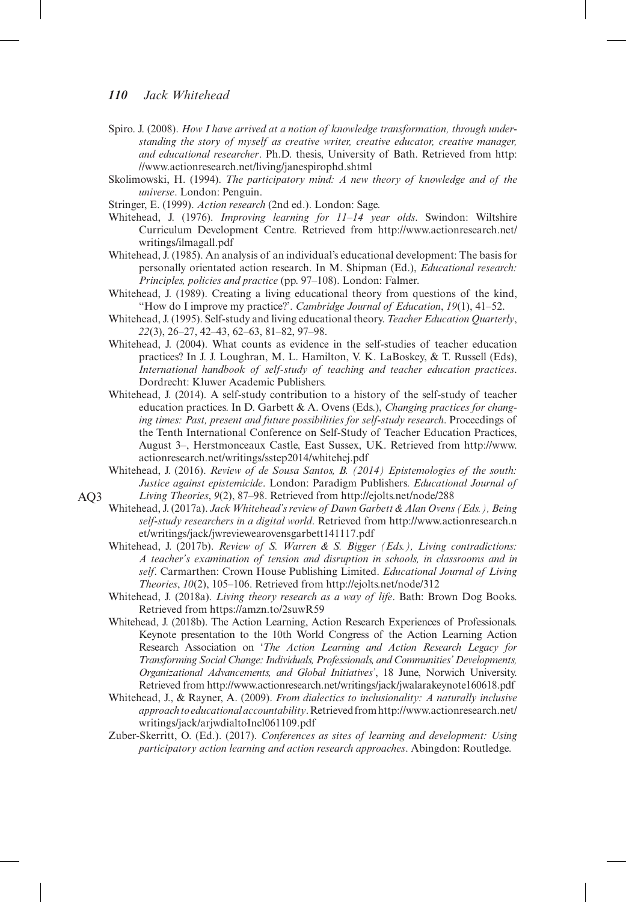Spiro. J. (2008). *How I have arrived at a notion of knowledge transformation, through understanding the story of myself as creative writer, creative educator, creative manager, and educational researcher*. Ph.D. thesis, University of Bath. Retrieved from http://www.actionresearch.net/living/janespirophd.shtml

Skolimowski, H. (1994). *The participatory mind: A new theory of knowledge and of the universe*. London: Penguin.

Stringer, E. (1999). *Action research* (2nd ed.). London: Sage.

Whitehead, J. (1976). *Improving learning for 11–14 year olds*. Swindon: Wiltshire Curriculum Development Centre. Retrieved from http://www.actionresearch.net/writings/ilmagall.pdf

Whitehead, J. (1985). An analysis of an individual's educational development: The basis for personally orientated action research. In M. Shipman (Ed.), *Educational research: Principles, policies and practice* (pp. 97–108). London: Falmer.

Whitehead, J. (1989). Creating a living educational theory from questions of the kind, "How do I improve my practice?'. *Cambridge Journal of Education*, *19*(1), 41–52.

Whitehead, J. (1995). Self-study and living educational theory. *Teacher Education Quarterly*, *22*(3), 26–27, 42–43, 62–63, 81–82, 97–98.

Whitehead, J. (2004). What counts as evidence in the self-studies of teacher education practices? In J. J. Loughran, M. L. Hamilton, V. K. LaBoskey, & T. Russell (Eds), *International handbook of self-study of teaching and teacher education practices*. Dordrecht: Kluwer Academic Publishers.

Whitehead, J. (2014). A self-study contribution to a history of the self-study of teacher education practices. In D. Garbett & A. Ovens (Eds.), *Changing practices for changing times: Past, present and future possibilities for self-study research*. Proceedings of the Tenth International Conference on Self-Study of Teacher Education Practices, August 3–, Herstmonceaux Castle, East Sussex, UK. Retrieved from http://www.actionresearch.net/writings/sstep2014/whitehej.pdf

Whitehead, J. (2016). *Review of de Sousa Santos, B. (2014) Epistemologies of the south: Justice against epistemicide*. London: Paradigm Publishers. *Educational Journal of Living Theories*, *9*(2), 87–98. Retrieved from http://ejolts.net/node/288

AQ3

Whitehead, J. (2017a). *Jack Whitehead's review of Dawn Garbett & Alan Ovens (Eds.), Being self-study researchers in a digital world*. Retrieved from http://www.actionresearch.net/writings/jack/jwreviewearovensgarbett141117.pdf

Whitehead, J. (2017b). *Review of S. Warren & S. Bigger (Eds.), Living contradictions: A teacher's examination of tension and disruption in schools, in classrooms and in self*. Carmarthen: Crown House Publishing Limited. *Educational Journal of Living Theories*, *10*(2), 105–106. Retrieved from http://ejolts.net/node/312

Whitehead, J. (2018a). *Living theory research as a way of life*. Bath: Brown Dog Books. Retrieved from https://amzn.to/2suwR59

Whitehead, J. (2018b). The Action Learning, Action Research Experiences of Professionals. Keynote presentation to the 10th World Congress of the Action Learning Action Research Association on '*The Action Learning and Action Research Legacy for Transforming Social Change: Individuals, Professionals, and Communities' Developments, Organizational Advancements, and Global Initiatives*', 18 June, Norwich University. Retrieved from http://www.actionresearch.net/writings/jack/jwalarakeynote160618.pdf

Whitehead, J., & Rayner, A. (2009). *From dialectics to inclusionality: A naturally inclusive approach to educational accountability*. Retrieved from http://www.actionresearch.net/writings/jack/arjwdialtoIncl061109.pdf

Zuber-Skerritt, O. (Ed.). (2017). *Conferences as sites of learning and development: Using participatory action learning and action research approaches*. Abingdon: Routledge.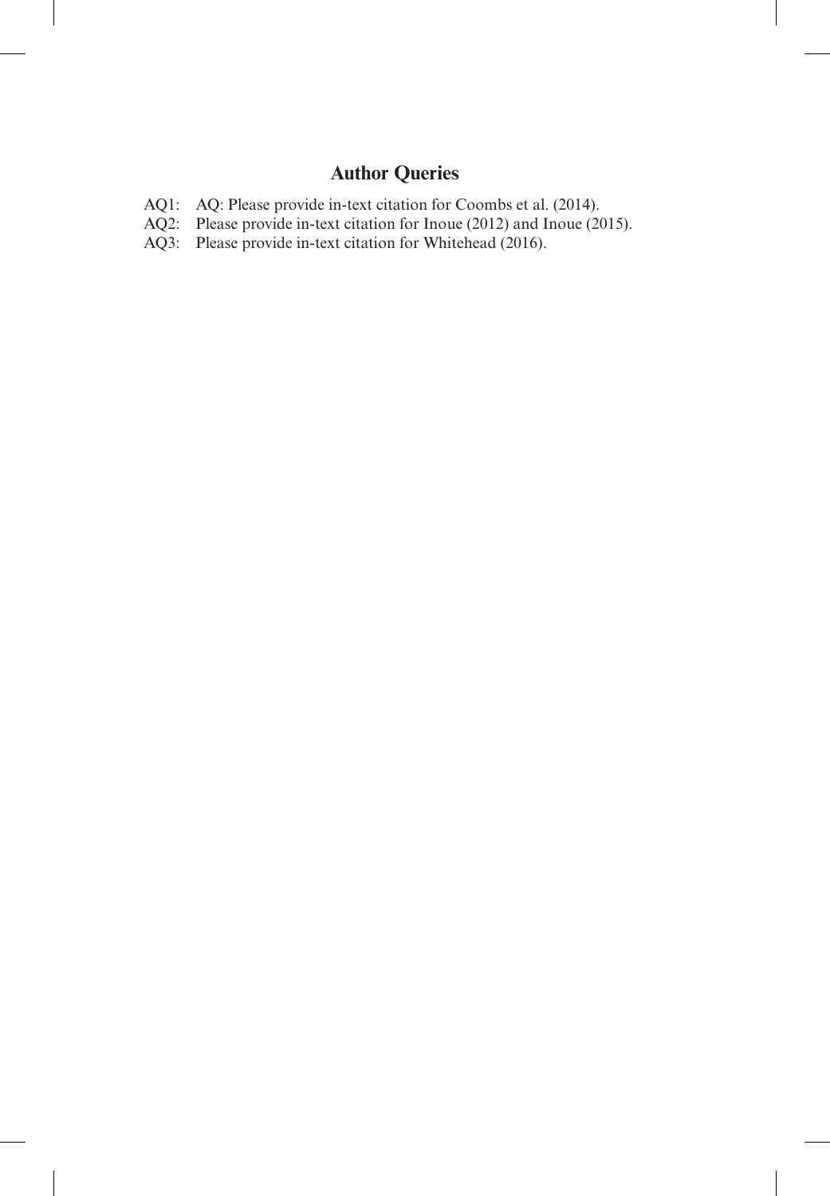## Author Queries

AQ1: AQ: Please provide in-text citation for Coombs et al. (2014).
AQ2: Please provide in-text citation for Inoue (2012) and Inoue (2015).
AQ3: Please provide in-text citation for Whitehead (2016).